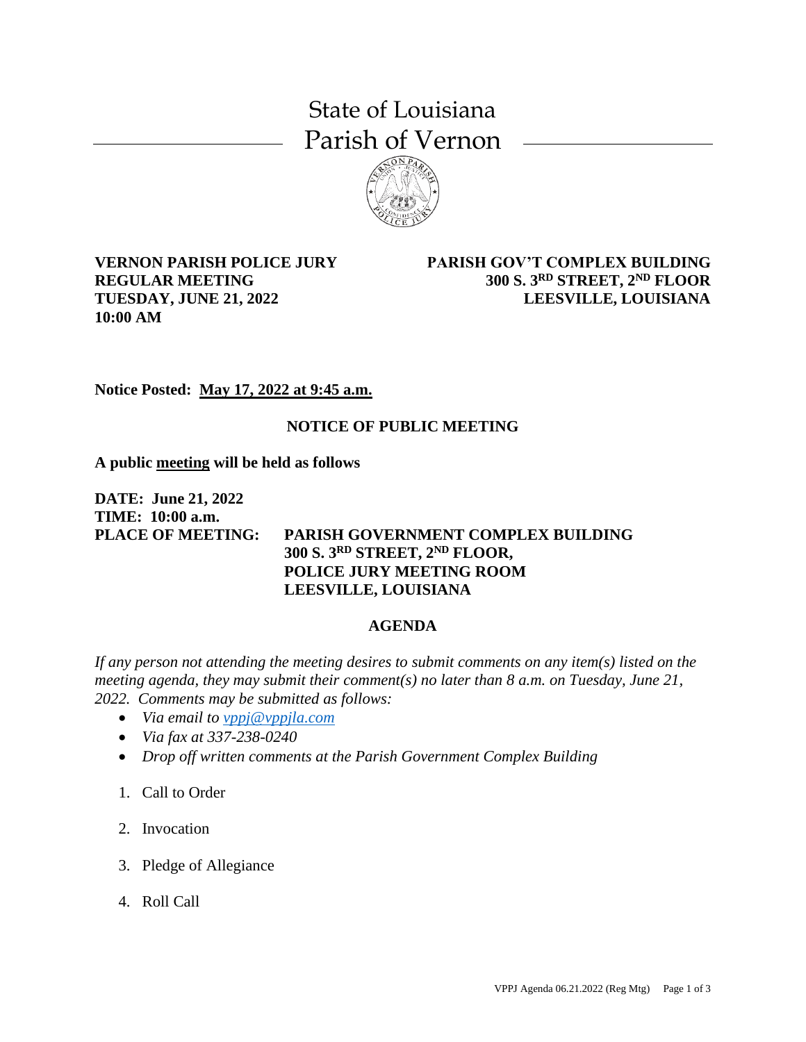# State of Louisiana
# Parish of Vernon

**VERNON PARISH POLICE JURY**
**REGULAR MEETING**
**TUESDAY, JUNE 21, 2022**
**10:00 AM**

**PARISH GOV'T COMPLEX BUILDING**
**300 S. 3RD STREET, 2ND FLOOR**
**LEESVILLE, LOUISIANA**

**Notice Posted: May 17, 2022 at 9:45 a.m.**

## NOTICE OF PUBLIC MEETING

**A public meeting will be held as follows**

**DATE: June 21, 2022**
**TIME: 10:00 a.m.**
**PLACE OF MEETING: PARISH GOVERNMENT COMPLEX BUILDING**
**300 S. 3RD STREET, 2ND FLOOR,**
**POLICE JURY MEETING ROOM**
**LEESVILLE, LOUISIANA**

## AGENDA

*If any person not attending the meeting desires to submit comments on any item(s) listed on the meeting agenda, they may submit their comment(s) no later than 8 a.m. on Tuesday, June 21, 2022. Comments may be submitted as follows:*

- *Via email to vppj@vppjla.com*
- *Via fax at 337-238-0240*
- *Drop off written comments at the Parish Government Complex Building*

1. Call to Order
2. Invocation
3. Pledge of Allegiance
4. Roll Call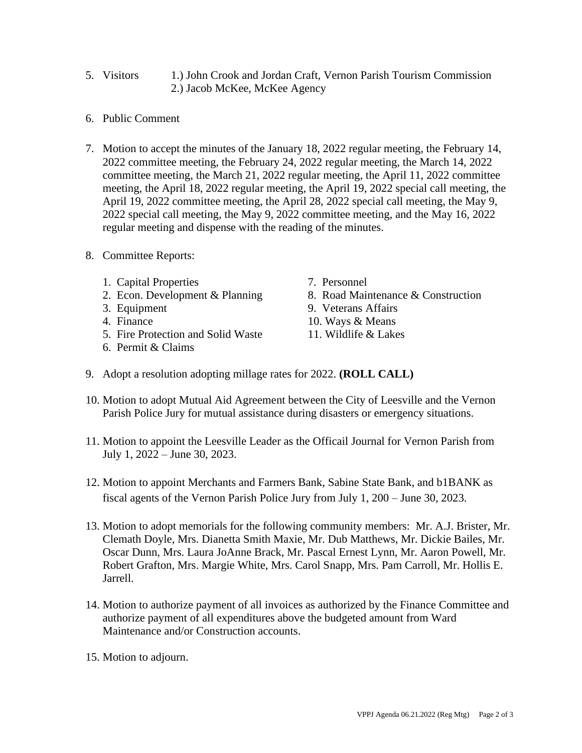5. Visitors 1.) John Crook and Jordan Craft, Vernon Parish Tourism Commission
   2.) Jacob McKee, McKee Agency

6. Public Comment

7. Motion to accept the minutes of the January 18, 2022 regular meeting, the February 14, 2022 committee meeting, the February 24, 2022 regular meeting, the March 14, 2022 committee meeting, the March 21, 2022 regular meeting, the April 11, 2022 committee meeting, the April 18, 2022 regular meeting, the April 19, 2022 special call meeting, the April 19, 2022 committee meeting, the April 28, 2022 special call meeting, the May 9, 2022 special call meeting, the May 9, 2022 committee meeting, and the May 16, 2022 regular meeting and dispense with the reading of the minutes.

8. Committee Reports:
   1. Capital Properties
   2. Econ. Development & Planning
   3. Equipment
   4. Finance
   5. Fire Protection and Solid Waste
   6. Permit & Claims
   7. Personnel
   8. Road Maintenance & Construction
   9. Veterans Affairs
   10. Ways & Means
   11. Wildlife & Lakes

9. Adopt a resolution adopting millage rates for 2022. **(ROLL CALL)**

10. Motion to adopt Mutual Aid Agreement between the City of Leesville and the Vernon Parish Police Jury for mutual assistance during disasters or emergency situations.

11. Motion to appoint the Leesville Leader as the Officail Journal for Vernon Parish from July 1, 2022 – June 30, 2023.

12. Motion to appoint Merchants and Farmers Bank, Sabine State Bank, and b1BANK as fiscal agents of the Vernon Parish Police Jury from July 1, 200 – June 30, 2023.

13. Motion to adopt memorials for the following community members: Mr. A.J. Brister, Mr. Clemath Doyle, Mrs. Dianetta Smith Maxie, Mr. Dub Matthews, Mr. Dickie Bailes, Mr. Oscar Dunn, Mrs. Laura JoAnne Brack, Mr. Pascal Ernest Lynn, Mr. Aaron Powell, Mr. Robert Grafton, Mrs. Margie White, Mrs. Carol Snapp, Mrs. Pam Carroll, Mr. Hollis E. Jarrell.

14. Motion to authorize payment of all invoices as authorized by the Finance Committee and authorize payment of all expenditures above the budgeted amount from Ward Maintenance and/or Construction accounts.

15. Motion to adjourn.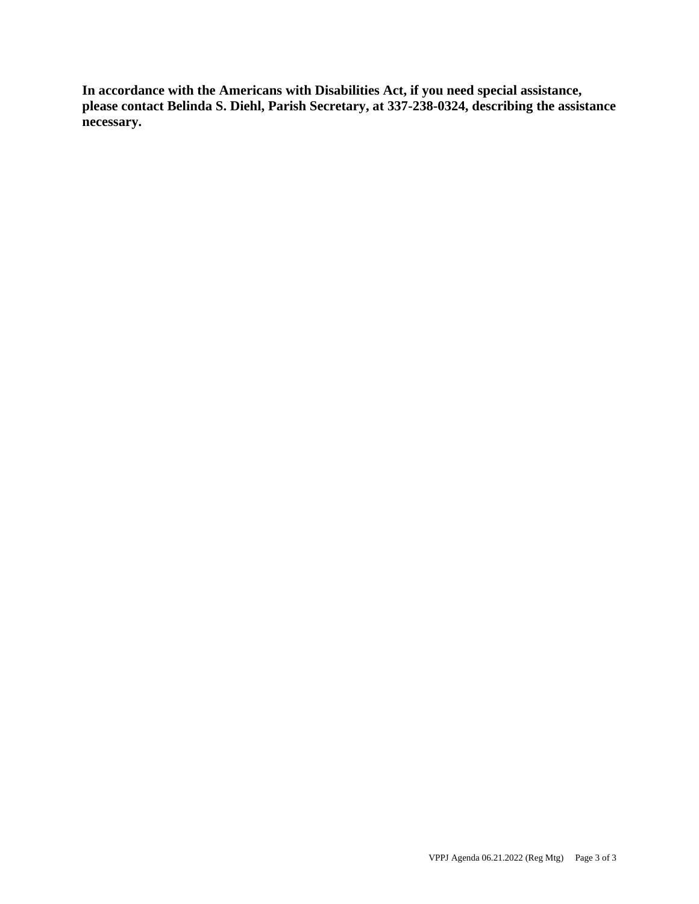**In accordance with the Americans with Disabilities Act, if you need special assistance, please contact Belinda S. Diehl, Parish Secretary, at 337-238-0324, describing the assistance necessary.**